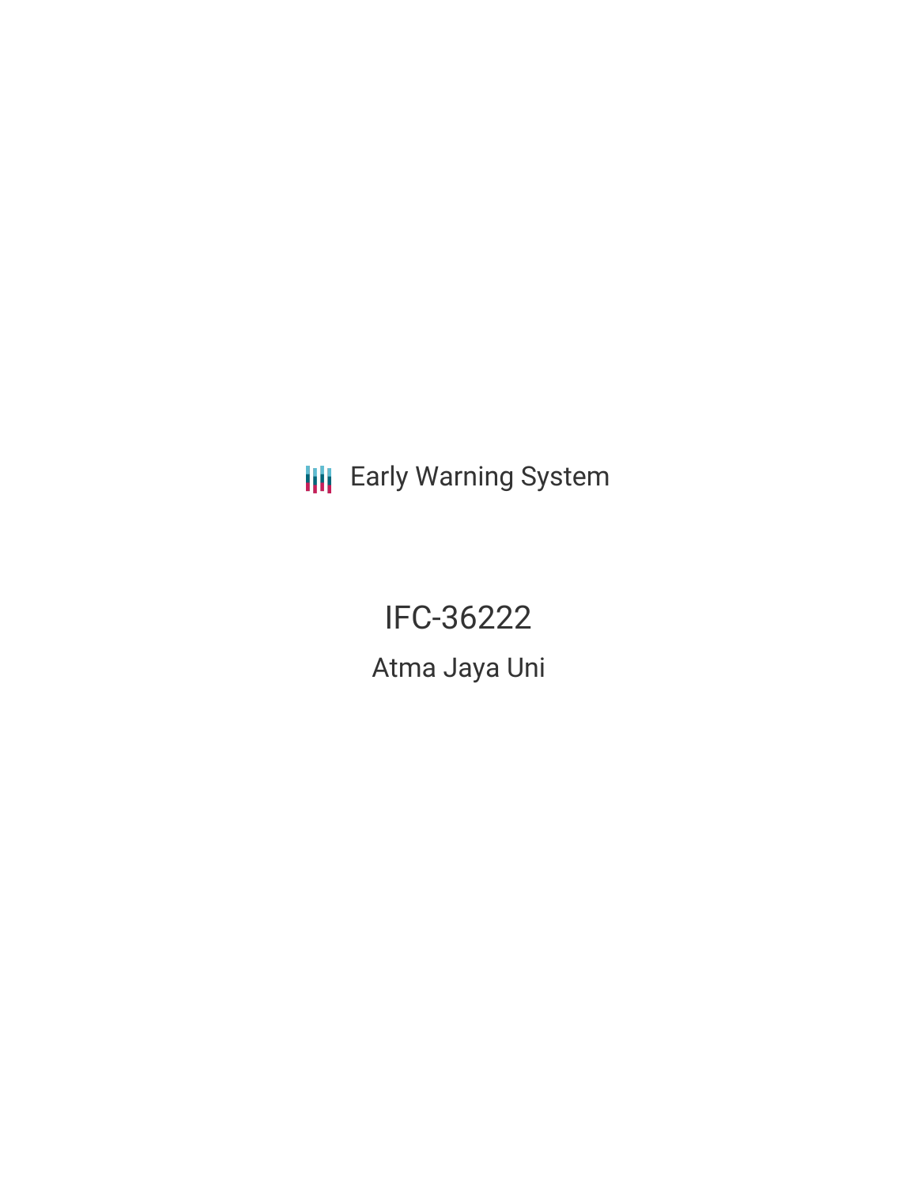Early Warning System

# IFC-36222

## Atma Jaya Uni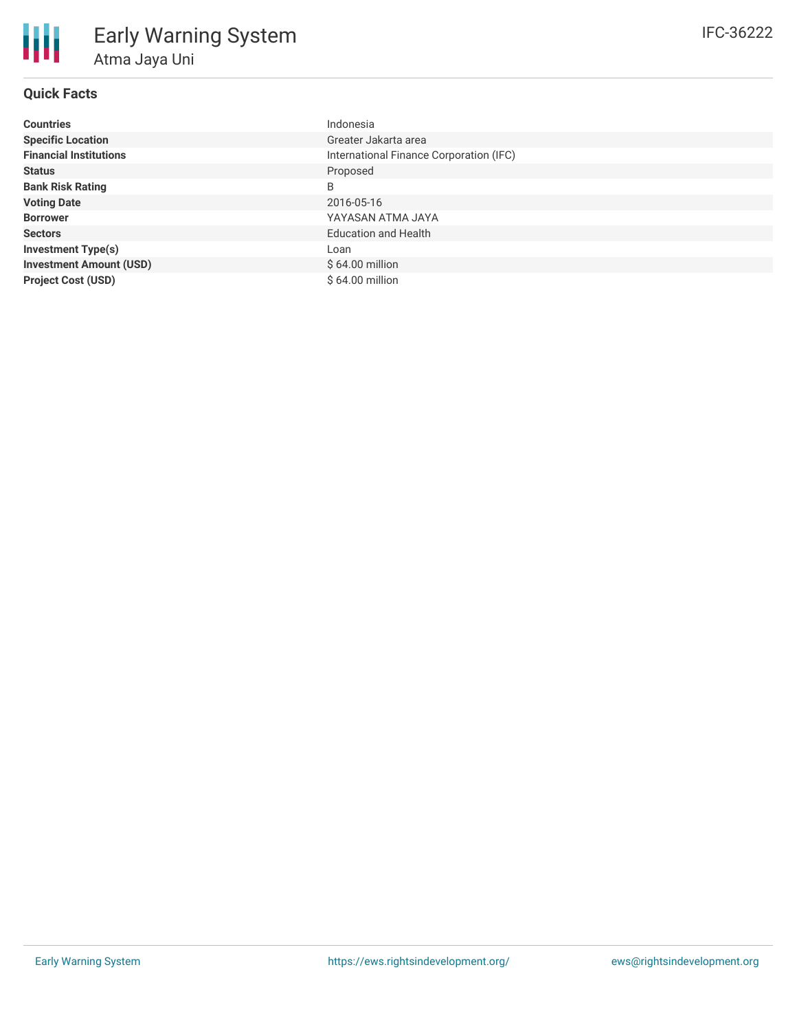# Early Warning System

## Atma Jaya Uni

IFC-36222

### Quick Facts

| | |
|---|---|
| **Countries** | Indonesia |
| **Specific Location** | Greater Jakarta area |
| **Financial Institutions** | International Finance Corporation (IFC) |
| **Status** | Proposed |
| **Bank Risk Rating** | B |
| **Voting Date** | 2016-05-16 |
| **Borrower** | YAYASAN ATMA JAYA |
| **Sectors** | Education and Health |
| **Investment Type(s)** | Loan |
| **Investment Amount (USD)** | $ 64.00 million |
| **Project Cost (USD)** | $ 64.00 million |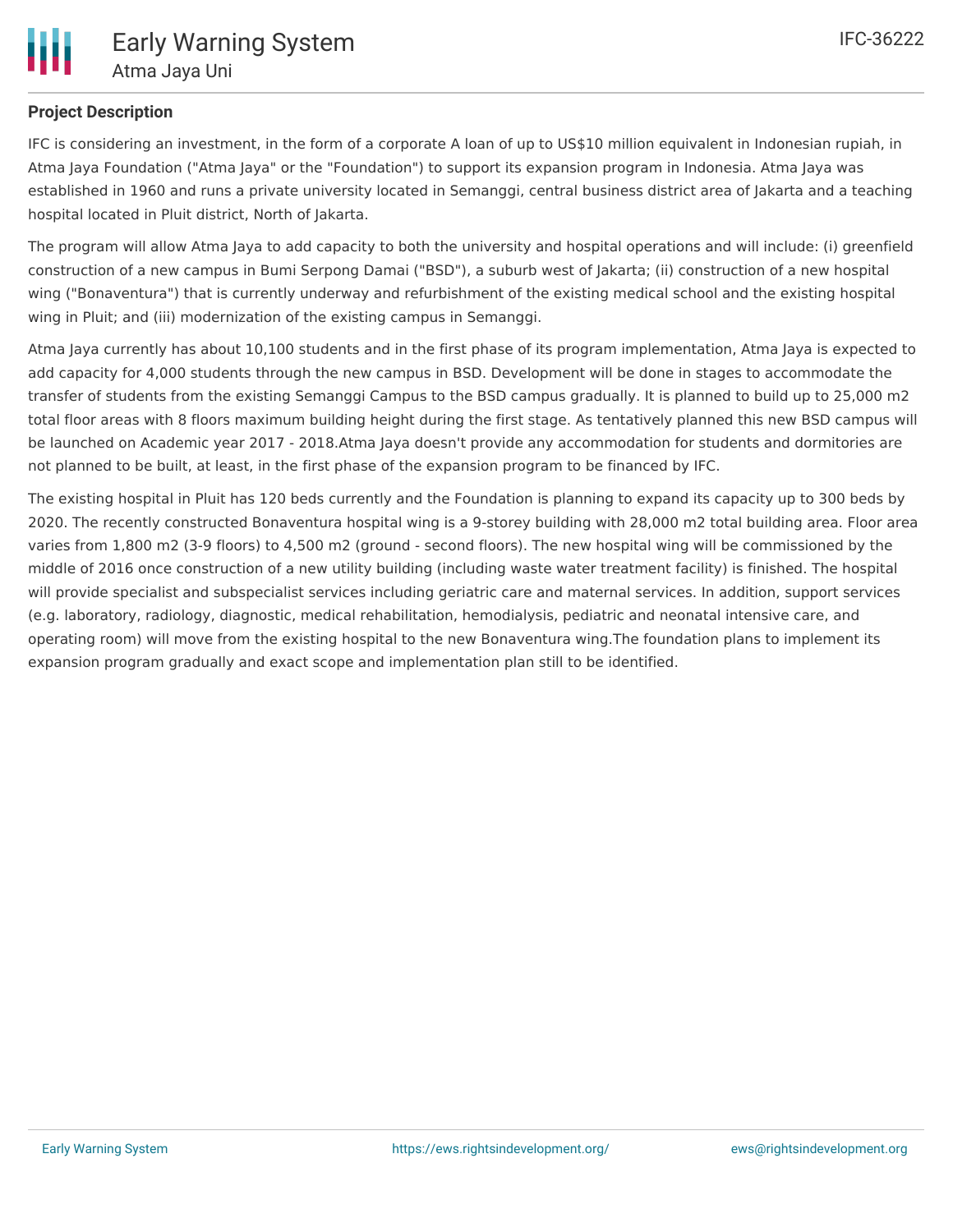## Project Description

IFC is considering an investment, in the form of a corporate A loan of up to US$10 million equivalent in Indonesian rupiah, in Atma Jaya Foundation ("Atma Jaya" or the "Foundation") to support its expansion program in Indonesia. Atma Jaya was established in 1960 and runs a private university located in Semanggi, central business district area of Jakarta and a teaching hospital located in Pluit district, North of Jakarta.

The program will allow Atma Jaya to add capacity to both the university and hospital operations and will include: (i) greenfield construction of a new campus in Bumi Serpong Damai ("BSD"), a suburb west of Jakarta; (ii) construction of a new hospital wing ("Bonaventura") that is currently underway and refurbishment of the existing medical school and the existing hospital wing in Pluit; and (iii) modernization of the existing campus in Semanggi.

Atma Jaya currently has about 10,100 students and in the first phase of its program implementation, Atma Jaya is expected to add capacity for 4,000 students through the new campus in BSD. Development will be done in stages to accommodate the transfer of students from the existing Semanggi Campus to the BSD campus gradually. It is planned to build up to 25,000 m2 total floor areas with 8 floors maximum building height during the first stage. As tentatively planned this new BSD campus will be launched on Academic year 2017 - 2018.Atma Jaya doesn't provide any accommodation for students and dormitories are not planned to be built, at least, in the first phase of the expansion program to be financed by IFC.

The existing hospital in Pluit has 120 beds currently and the Foundation is planning to expand its capacity up to 300 beds by 2020. The recently constructed Bonaventura hospital wing is a 9-storey building with 28,000 m2 total building area. Floor area varies from 1,800 m2 (3-9 floors) to 4,500 m2 (ground - second floors). The new hospital wing will be commissioned by the middle of 2016 once construction of a new utility building (including waste water treatment facility) is finished. The hospital will provide specialist and subspecialist services including geriatric care and maternal services. In addition, support services (e.g. laboratory, radiology, diagnostic, medical rehabilitation, hemodialysis, pediatric and neonatal intensive care, and operating room) will move from the existing hospital to the new Bonaventura wing.The foundation plans to implement its expansion program gradually and exact scope and implementation plan still to be identified.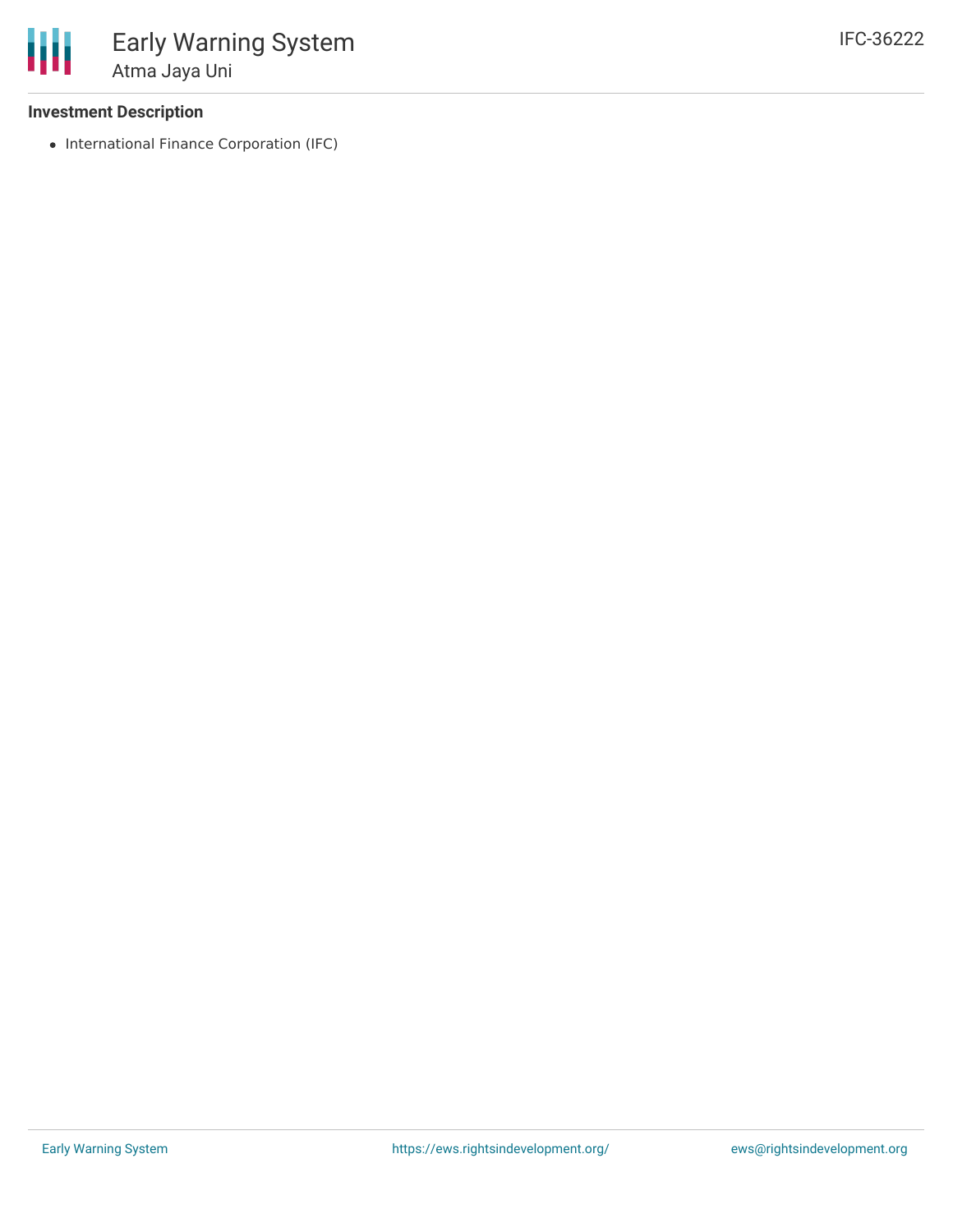# Early Warning System

## Atma Jaya Uni

IFC-36222

### Investment Description

- International Finance Corporation (IFC)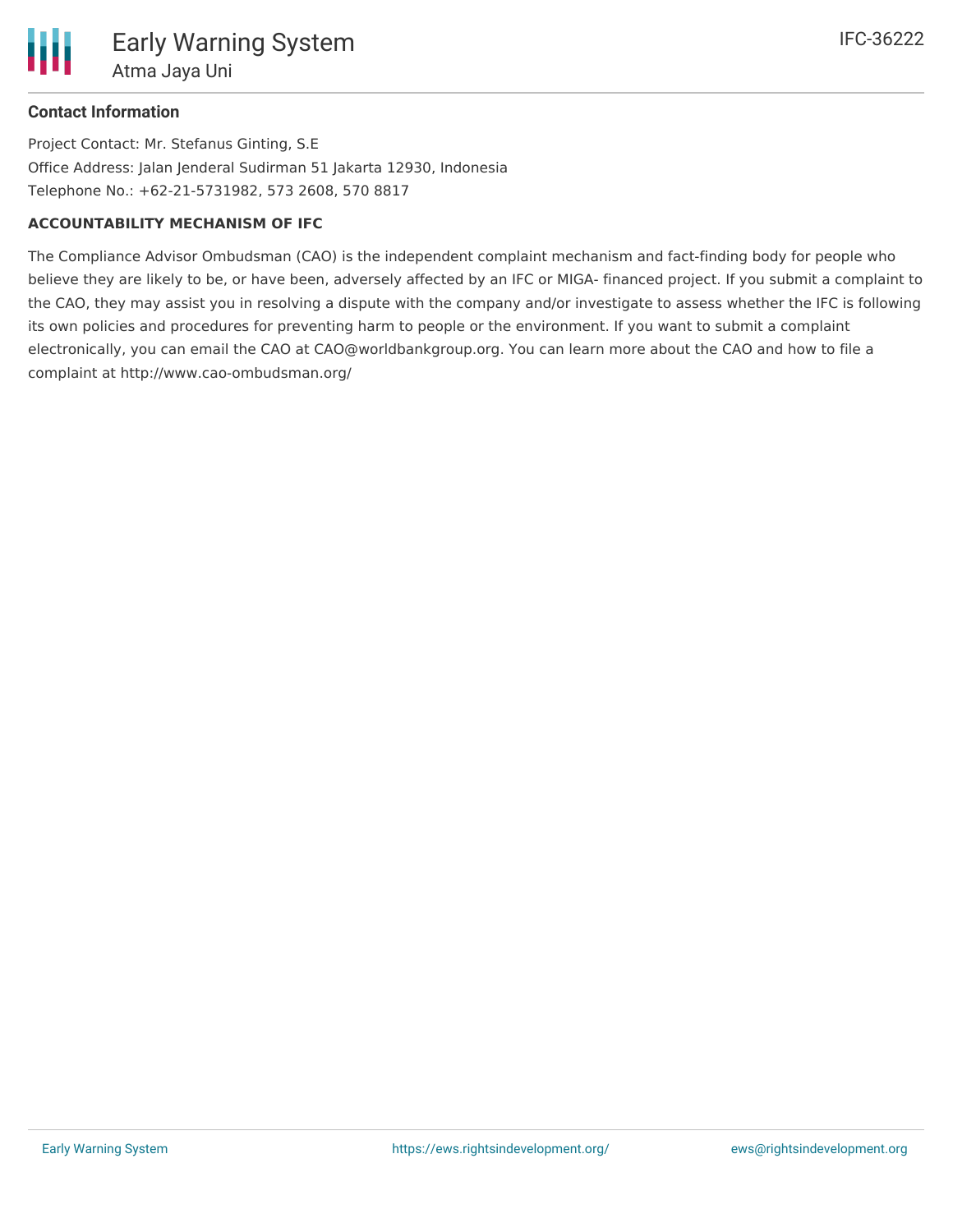### Contact Information

Project Contact: Mr. Stefanus Ginting, S.E
Office Address: Jalan Jenderal Sudirman 51 Jakarta 12930, Indonesia
Telephone No.: +62-21-5731982, 573 2608, 570 8817

#### ACCOUNTABILITY MECHANISM OF IFC

The Compliance Advisor Ombudsman (CAO) is the independent complaint mechanism and fact-finding body for people who believe they are likely to be, or have been, adversely affected by an IFC or MIGA- financed project. If you submit a complaint to the CAO, they may assist you in resolving a dispute with the company and/or investigate to assess whether the IFC is following its own policies and procedures for preventing harm to people or the environment. If you want to submit a complaint electronically, you can email the CAO at CAO@worldbankgroup.org. You can learn more about the CAO and how to file a complaint at http://www.cao-ombudsman.org/